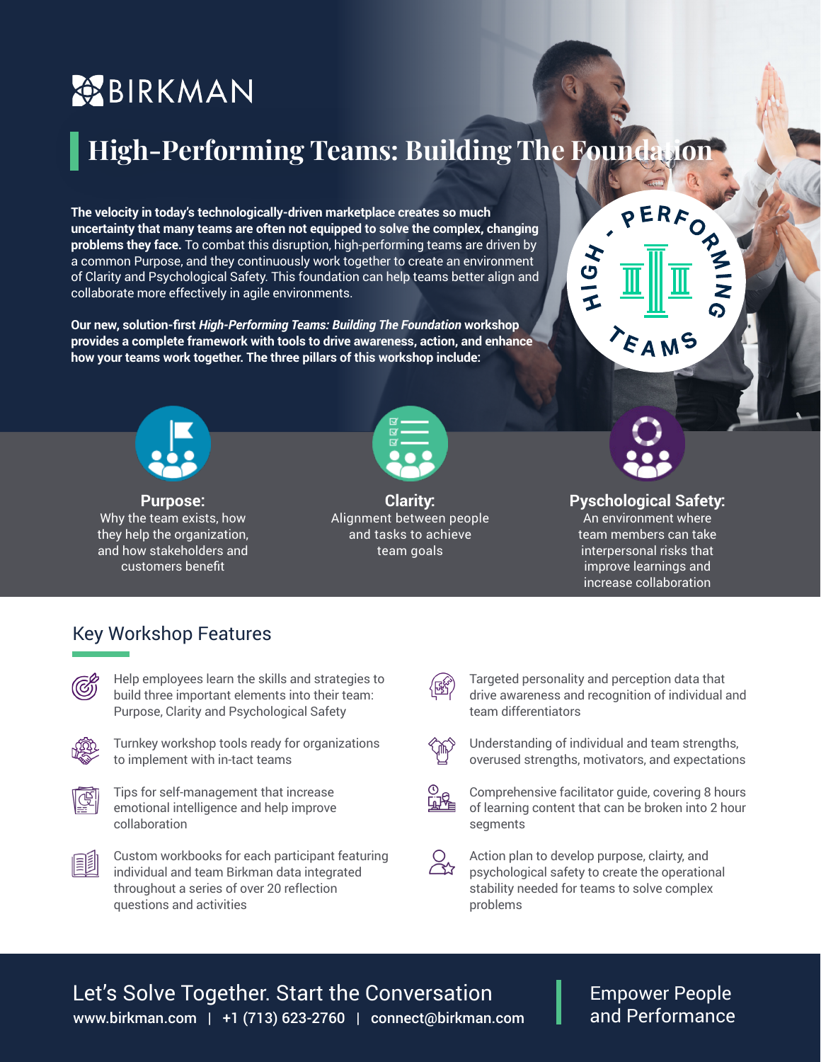BIRKMAN

# High-Performing Teams: Building The Foundation

**The velocity in today's technologically-driven marketplace creates so much uncertainty that many teams are often not equipped to solve the complex, changing problems they face.** To combat this disruption, high-performing teams are driven by a common Purpose, and they continuously work together to create an environment of Clarity and Psychological Safety. This foundation can help teams better align and collaborate more effectively in agile environments.

**Our new, solution-first *High-Performing Teams: Building The Foundation* workshop provides a complete framework with tools to drive awareness, action, and enhance how your teams work together. The three pillars of this workshop include:**

HIGH-PERFORMING TEAMS

**Purpose:**
Why the team exists, how they help the organization, and how stakeholders and customers benefit

**Clarity:**
Alignment between people and tasks to achieve team goals

**Pyschological Safety:**
An environment where team members can take interpersonal risks that improve learnings and increase collaboration

## Key Workshop Features

- Help employees learn the skills and strategies to build three important elements into their team: Purpose, Clarity and Psychological Safety
- Turnkey workshop tools ready for organizations to implement with in-tact teams
- Tips for self-management that increase emotional intelligence and help improve collaboration
- Custom workbooks for each participant featuring individual and team Birkman data integrated throughout a series of over 20 reflection questions and activities
- Targeted personality and perception data that drive awareness and recognition of individual and team differentiators
- Understanding of individual and team strengths, overused strengths, motivators, and expectations
- Comprehensive facilitator guide, covering 8 hours of learning content that can be broken into 2 hour segments
- Action plan to develop purpose, claity, and psychological safety to create the operational stability needed for teams to solve complex problems

Let's Solve Together. Start the Conversation
www.birkman.com | +1 (713) 623-2760 | connect@birkman.com

Empower People and Performance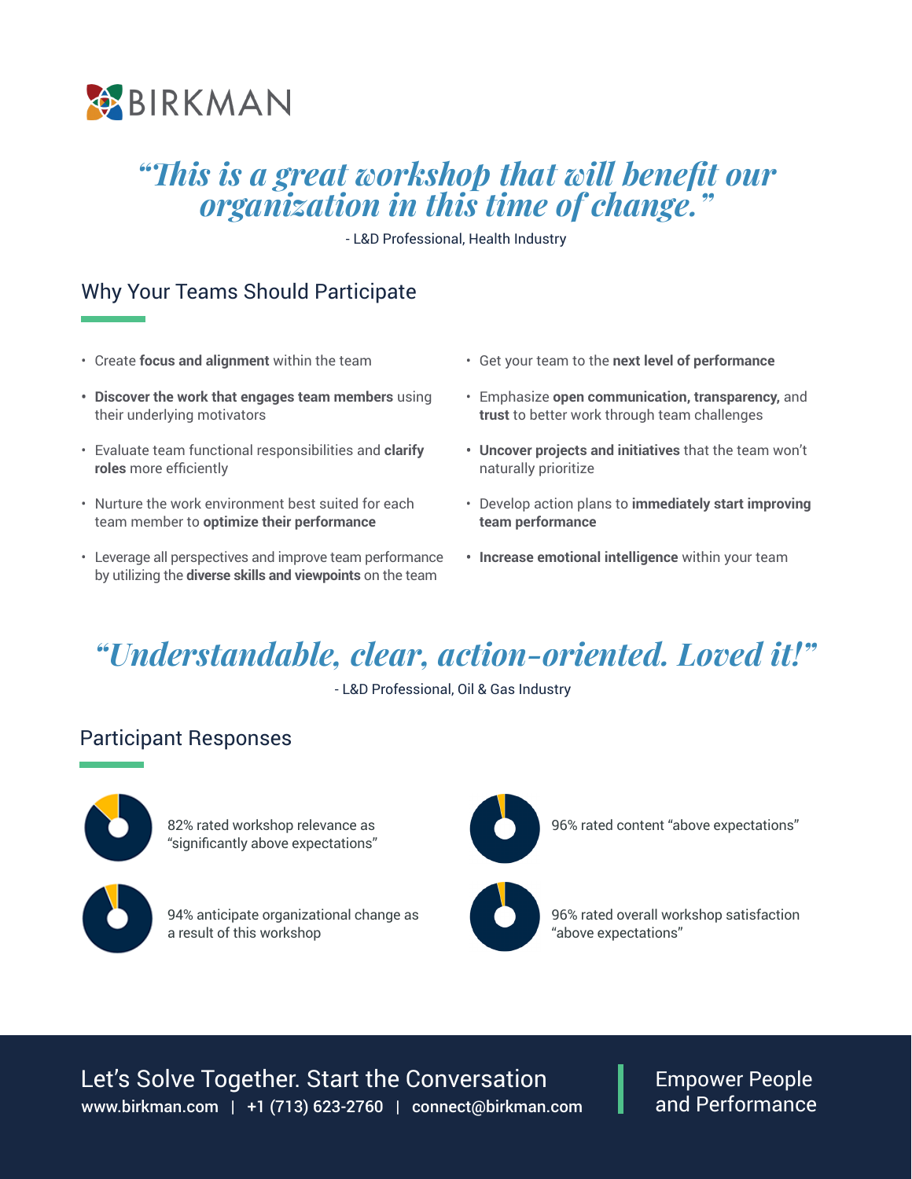BIRKMAN

*"This is a great workshop that will benefit our organization in this time of change."*

- L&D Professional, Health Industry

## Why Your Teams Should Participate

- Create **focus and alignment** within the team
- **Discover the work that engages team members** using their underlying motivators
- Evaluate team functional responsibilities and **clarify roles** more efficiently
- Nurture the work environment best suited for each team member to **optimize their performance**
- Leverage all perspectives and improve team performance by utilizing the **diverse skills and viewpoints** on the team
- Get your team to the **next level of performance**
- Emphasize **open communication, transparency,** and **trust** to better work through team challenges
- **Uncover projects and initiatives** that the team won't naturally prioritize
- Develop action plans to **immediately start improving team performance**
- **Increase emotional intelligence** within your team

*"Understandable, clear, action-oriented. Loved it!"*

- L&D Professional, Oil & Gas Industry

## Participant Responses

82% rated workshop relevance as "significantly above expectations"

94% anticipate organizational change as a result of this workshop

96% rated content "above expectations"

96% rated overall workshop satisfaction "above expectations"

Let's Solve Together. Start the Conversation

www.birkman.com | +1 (713) 623-2760 | connect@birkman.com

Empower People and Performance